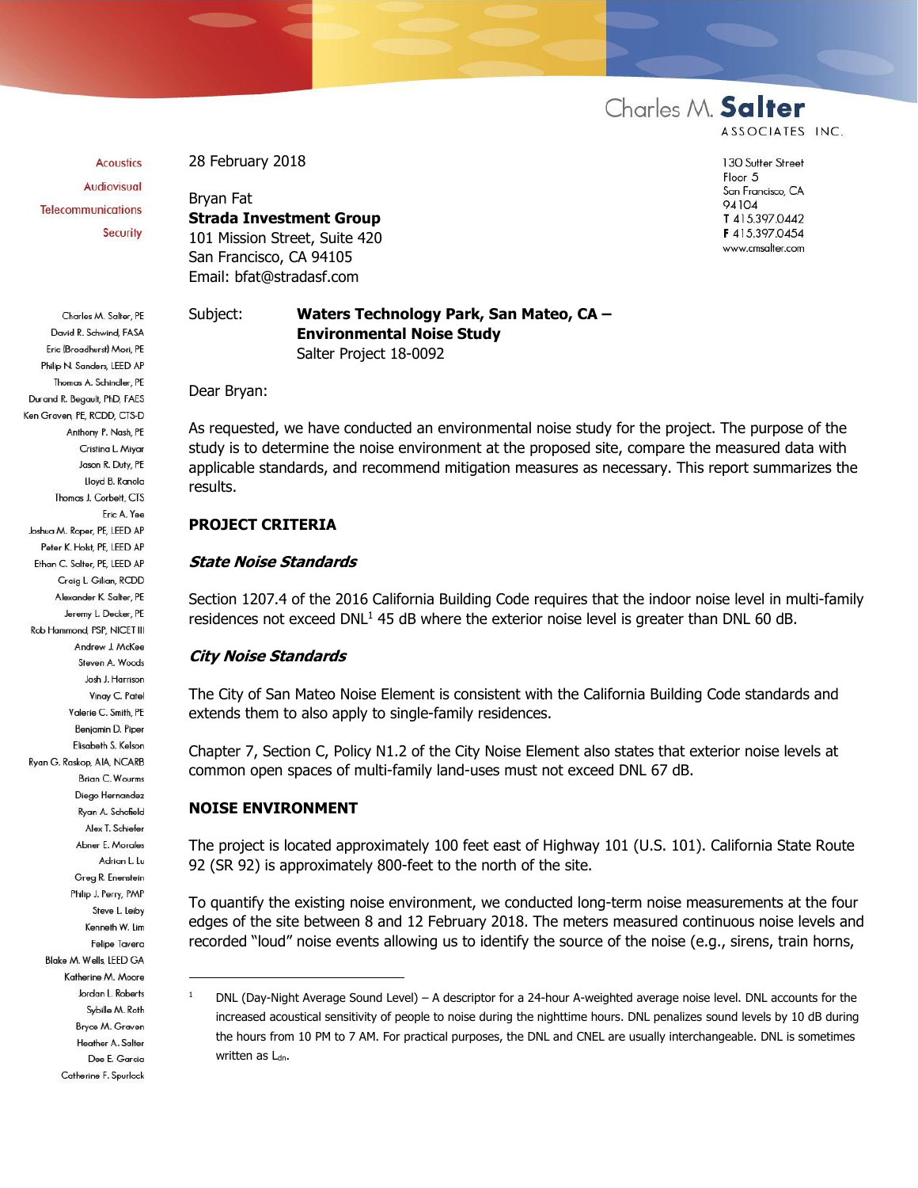Charles M. **Salter**
ASSOCIATES INC.

Acoustics
Audiovisual
Telecommunications
Security

130 Sutter Street
Floor 5
San Francisco, CA
94104
**T** 415.397.0442
**F** 415.397.0454
www.cmsalter.com

Charles M. Salter, PE
David R. Schwind, FASA
Eric (Broadhurst) Mori, PE
Philip N. Sanders, LEED AP
Thomas A. Schindler, PE
Durand R. Begault, PhD, FAES
Ken Graven, PE, RCDD, CTS-D
Anthony P. Nash, PE
Cristina L. Miyar
Jason R. Duty, PE
Lloyd B. Ranola
Thomas J. Corbett, CTS
Eric A. Yee
Joshua M. Roper, PE, LEED AP
Peter K. Holst, PE, LEED AP
Ethan C. Salter, PE, LEED AP
Craig L. Gilian, RCDD
Alexander K. Salter, PE
Jeremy L. Decker, PE
Rob Hammond, PSP, NICET III
Andrew J. McKee
Steven A. Woods
Josh J. Harrison
Vinay C. Patel
Valerie C. Smith, PE
Benjamin D. Piper
Elisabeth S. Kelson
Ryan G. Raskop, AIA, NCARB
Brian C. Wourms
Diego Hernandez
Ryan A. Schofield
Alex T. Schiefer
Abner E. Morales
Adrian L. Lu
Greg R. Enenstein
Philip J. Perry, PMP
Steve L. Leiby
Kenneth W. Lim
Felipe Tavera
Blake M. Wells, LEED GA
Katherine M. Moore
Jordan L. Roberts
Sybille M. Roth
Bryce M. Graven
Heather A. Salter
Dee E. Garcia
Catherine F. Spurlock

28 February 2018

Bryan Fat
**Strada Investment Group**
101 Mission Street, Suite 420
San Francisco, CA 94105
Email: bfat@stradasf.com

Subject: **Waters Technology Park, San Mateo, CA – Environmental Noise Study**
Salter Project 18-0092

Dear Bryan:

As requested, we have conducted an environmental noise study for the project. The purpose of the study is to determine the noise environment at the proposed site, compare the measured data with applicable standards, and recommend mitigation measures as necessary. This report summarizes the results.

## PROJECT CRITERIA

### *State Noise Standards*

Section 1207.4 of the 2016 California Building Code requires that the indoor noise level in multi-family residences not exceed DNL[1] 45 dB where the exterior noise level is greater than DNL 60 dB.

### *City Noise Standards*

The City of San Mateo Noise Element is consistent with the California Building Code standards and extends them to also apply to single-family residences.

Chapter 7, Section C, Policy N1.2 of the City Noise Element also states that exterior noise levels at common open spaces of multi-family land-uses must not exceed DNL 67 dB.

## NOISE ENVIRONMENT

The project is located approximately 100 feet east of Highway 101 (U.S. 101). California State Route 92 (SR 92) is approximately 800-feet to the north of the site.

To quantify the existing noise environment, we conducted long-term noise measurements at the four edges of the site between 8 and 12 February 2018. The meters measured continuous noise levels and recorded "loud" noise events allowing us to identify the source of the noise (e.g., sirens, train horns,

---

[1] DNL (Day-Night Average Sound Level) – A descriptor for a 24-hour A-weighted average noise level. DNL accounts for the increased acoustical sensitivity of people to noise during the nighttime hours. DNL penalizes sound levels by 10 dB during the hours from 10 PM to 7 AM. For practical purposes, the DNL and CNEL are usually interchangeable. DNL is sometimes written as $L_{dn}$.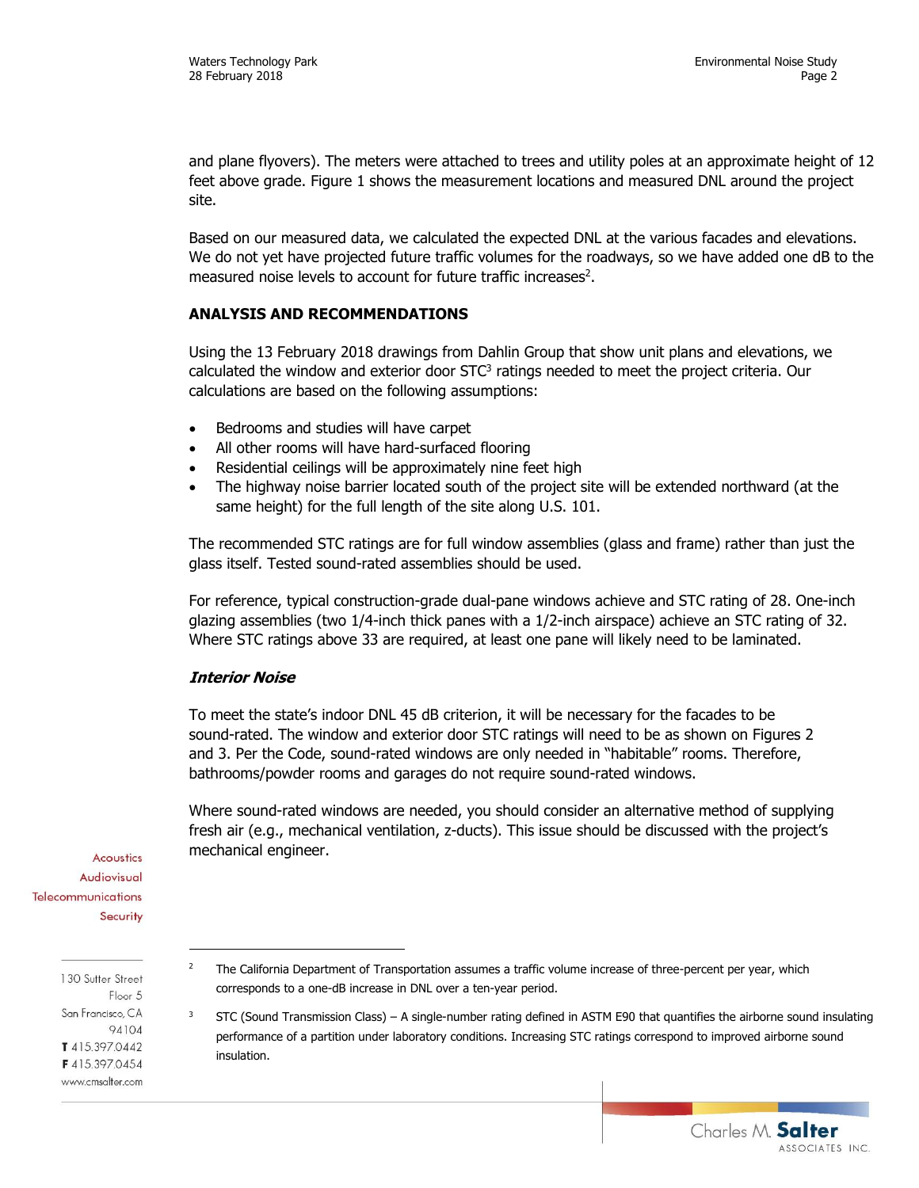and plane flyovers). The meters were attached to trees and utility poles at an approximate height of 12 feet above grade. Figure 1 shows the measurement locations and measured DNL around the project site.

Based on our measured data, we calculated the expected DNL at the various facades and elevations. We do not yet have projected future traffic volumes for the roadways, so we have added one dB to the measured noise levels to account for future traffic increases[2].

**ANALYSIS AND RECOMMENDATIONS**

Using the 13 February 2018 drawings from Dahlin Group that show unit plans and elevations, we calculated the window and exterior door STC[3] ratings needed to meet the project criteria. Our calculations are based on the following assumptions:

- Bedrooms and studies will have carpet
- All other rooms will have hard-surfaced flooring
- Residential ceilings will be approximately nine feet high
- The highway noise barrier located south of the project site will be extended northward (at the same height) for the full length of the site along U.S. 101.

The recommended STC ratings are for full window assemblies (glass and frame) rather than just the glass itself. Tested sound-rated assemblies should be used.

For reference, typical construction-grade dual-pane windows achieve and STC rating of 28. One-inch glazing assemblies (two 1/4-inch thick panes with a 1/2-inch airspace) achieve an STC rating of 32. Where STC ratings above 33 are required, at least one pane will likely need to be laminated.

***Interior Noise***

To meet the state's indoor DNL 45 dB criterion, it will be necessary for the facades to be sound-rated. The window and exterior door STC ratings will need to be as shown on Figures 2 and 3. Per the Code, sound-rated windows are only needed in "habitable" rooms. Therefore, bathrooms/powder rooms and garages do not require sound-rated windows.

Where sound-rated windows are needed, you should consider an alternative method of supplying fresh air (e.g., mechanical ventilation, z-ducts). This issue should be discussed with the project's mechanical engineer.

---

[2] The California Department of Transportation assumes a traffic volume increase of three-percent per year, which corresponds to a one-dB increase in DNL over a ten-year period.

[3] STC (Sound Transmission Class) – A single-number rating defined in ASTM E90 that quantifies the airborne sound insulating performance of a partition under laboratory conditions. Increasing STC ratings correspond to improved airborne sound insulation.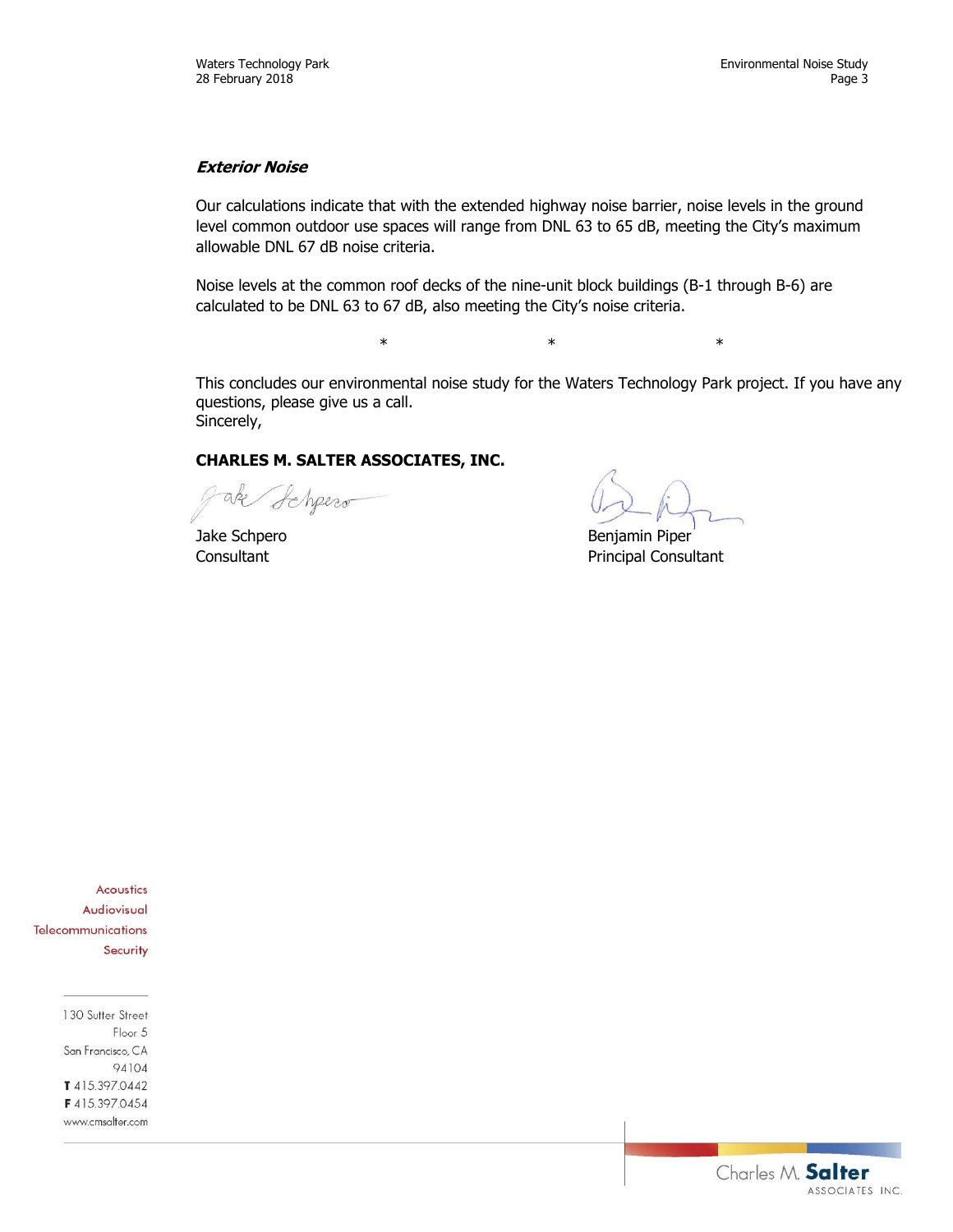### *Exterior Noise*

Our calculations indicate that with the extended highway noise barrier, noise levels in the ground level common outdoor use spaces will range from DNL 63 to 65 dB, meeting the City's maximum allowable DNL 67 dB noise criteria.

Noise levels at the common roof decks of the nine-unit block buildings (B-1 through B-6) are calculated to be DNL 63 to 67 dB, also meeting the City's noise criteria.

\* \* \*

This concludes our environmental noise study for the Waters Technology Park project. If you have any questions, please give us a call.
Sincerely,

**CHARLES M. SALTER ASSOCIATES, INC.**

Jake Schpero
Consultant

Benjamin Piper
Principal Consultant

Acoustics
Audiovisual
Telecommunications
Security

130 Sutter Street
Floor 5
San Francisco, CA
94104
**T** 415.397.0442
**F** 415.397.0454
www.cmsalter.com

Charles M. **Salter**
ASSOCIATES INC.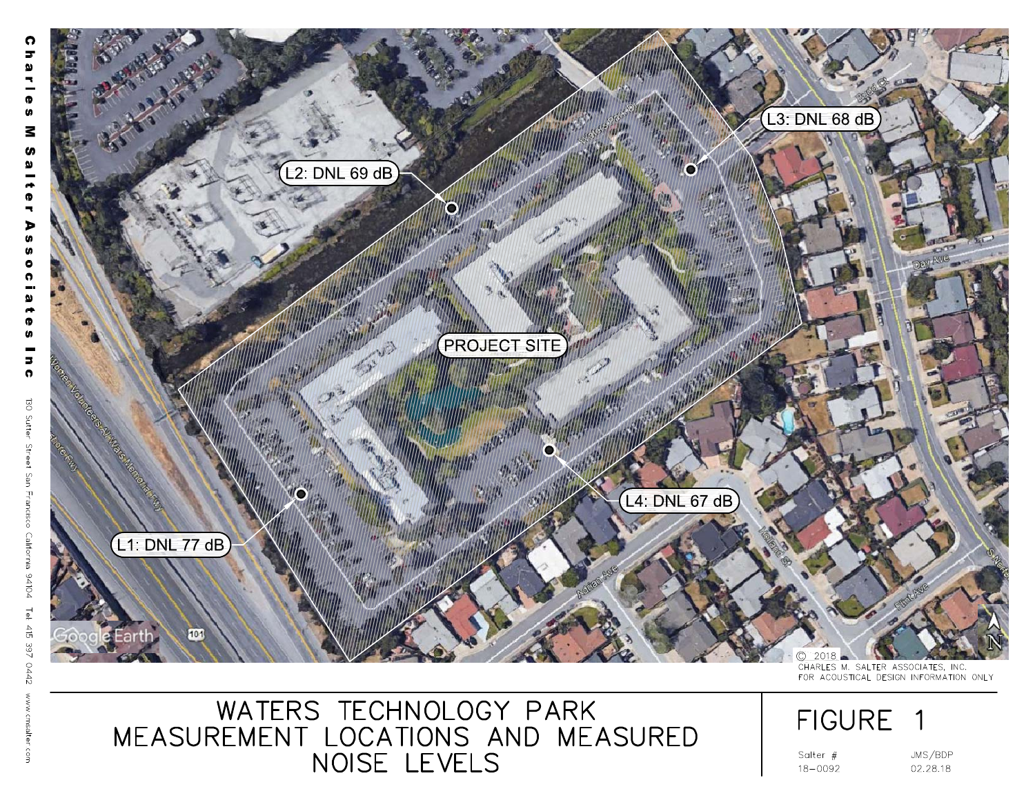L2: DNL 69 dB

L3: DNL 68 dB

PROJECT SITE

L4: DNL 67 dB

L1: DNL 77 dB

© 2018
CHARLES M. SALTER ASSOCIATES, INC.
FOR ACOUSTICAL DESIGN INFORMATION ONLY

# WATERS TECHNOLOGY PARK MEASUREMENT LOCATIONS AND MEASURED NOISE LEVELS

## FIGURE 1

Salter # 18–0092

JMS/BDP 02.28.18

Charles M Salter Associates Inc

130 Sutter Street San Francisco California 94104 Tel 415 397 0442 www.cmsalter.com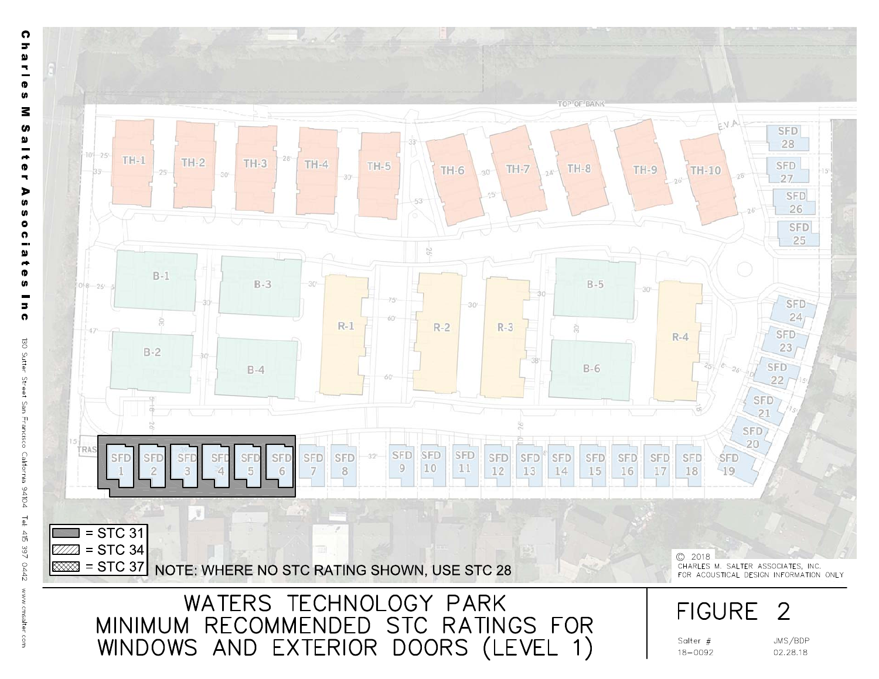Charles M Salter Associates Inc

130 Sutter Street San Francisco California 94104 Tel 415 397 0442 www.cmsalter.com

TOP OF BANK

E.V.A.

TH-1 TH-2 TH-3 TH-4 TH-5 TH-6 TH-7 TH-8 TH-9 TH-10

B-1 B-2 B-3 B-4 B-5 B-6

R-1 R-2 R-3 R-4

SFD 1 SFD 2 SFD 3 SFD 4 SFD 5 SFD 6 SFD 7 SFD 8 SFD 9 SFD 10 SFD 11 SFD 12 SFD 13 SFD 14 SFD 15 SFD 16 SFD 17 SFD 18 SFD 19 SFD 20 SFD 21 SFD 22 SFD 23 SFD 24 SFD 25 SFD 26 SFD 27 SFD 28

Legend:

- (solid) = STC 31
- (hatched) = STC 34
- (cross-hatched) = STC 37

NOTE: WHERE NO STC RATING SHOWN, USE STC 28

© 2018
CHARLES M. SALTER ASSOCIATES, INC.
FOR ACOUSTICAL DESIGN INFORMATION ONLY

# WATERS TECHNOLOGY PARK
# MINIMUM RECOMMENDED STC RATINGS FOR WINDOWS AND EXTERIOR DOORS (LEVEL 1)

FIGURE 2

| Salter # | JMS/BDP |
|---|---|
| 18-0092 | 02.28.18 |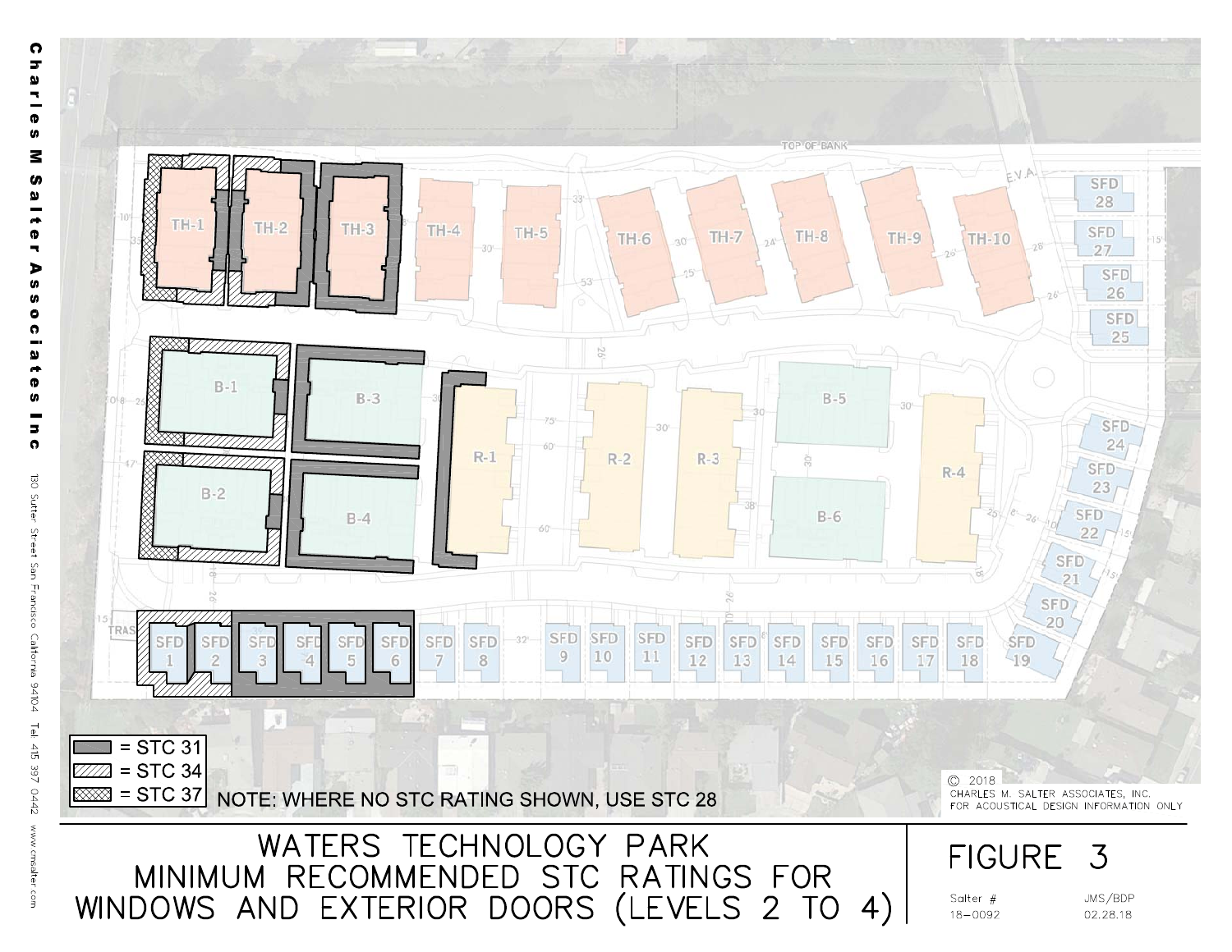= STC 31

= STC 34

= STC 37

NOTE: WHERE NO STC RATING SHOWN, USE STC 28

© 2018
CHARLES M. SALTER ASSOCIATES, INC.
FOR ACOUSTICAL DESIGN INFORMATION ONLY

# WATERS TECHNOLOGY PARK MINIMUM RECOMMENDED STC RATINGS FOR WINDOWS AND EXTERIOR DOORS (LEVELS 2 TO 4)

## FIGURE 3

Salter # 18-0092

JMS/BDP 02.28.18

Charles M Salter Associates Inc 130 Sutter Street San Francisco California 94104 Tel 415 397 0442 www.cmsalter.com